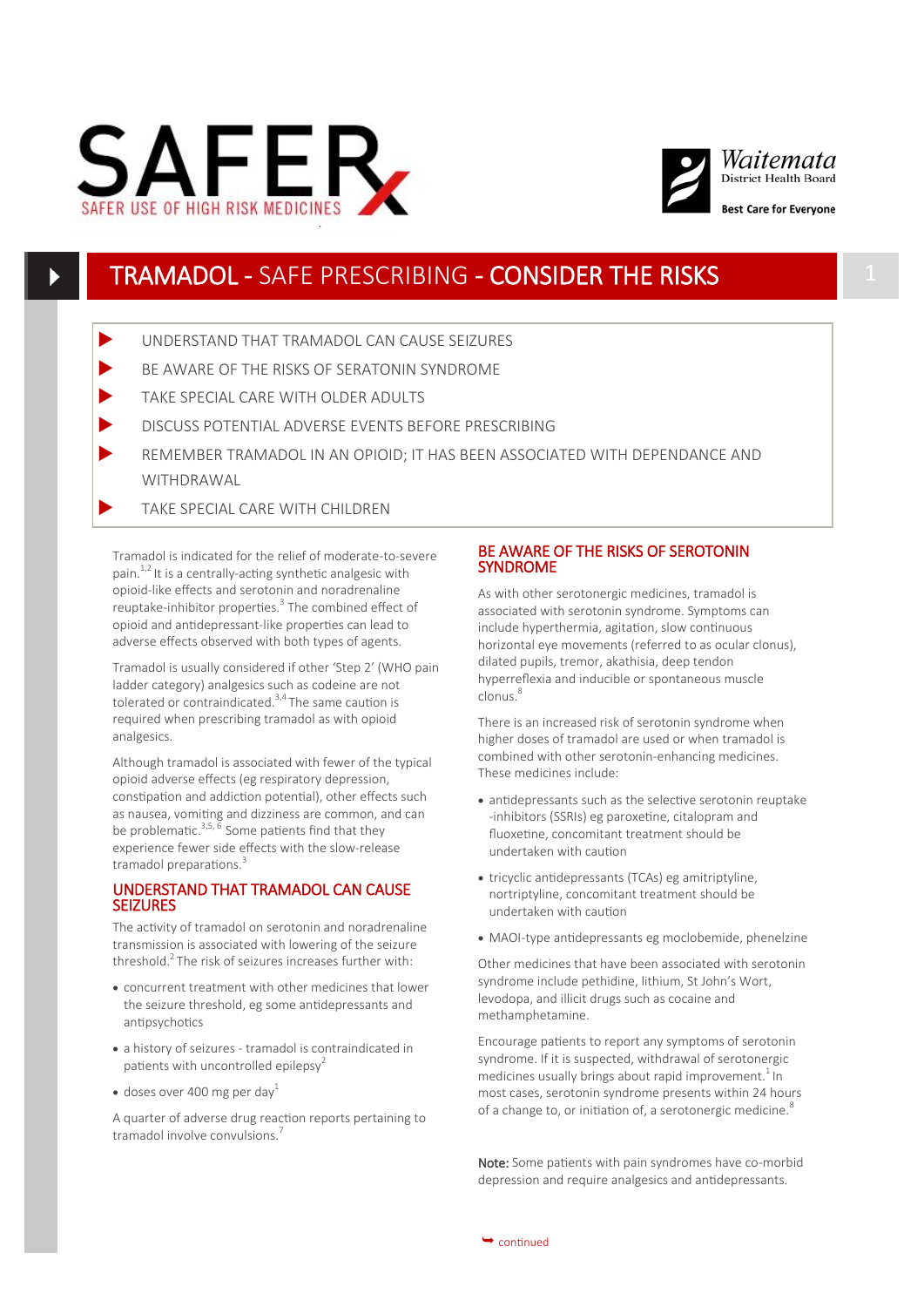SAFER USE OF HIGH RISK MEDICINES

Waitemata District Health Board

Best Care for Everyone

# TRAMADOL - SAFE PRESCRIBING - CONSIDER THE RISKS

- UNDERSTAND THAT TRAMADOL CAN CAUSE SEIZURES
- BE AWARE OF THE RISKS OF SERATONIN SYNDROME
- TAKE SPECIAL CARE WITH OLDER ADULTS
- DISCUSS POTENTIAL ADVERSE EVENTS BEFORE PRESCRIBING
- REMEMBER TRAMADOL IN AN OPIOID; IT HAS BEEN ASSOCIATED WITH DEPENDANCE AND WITHDRAWAL
- TAKE SPECIAL CARE WITH CHILDREN

Tramadol is indicated for the relief of moderate-to-severe pain.[1,2] It is a centrally-acting synthetic analgesic with opioid-like effects and serotonin and noradrenaline reuptake-inhibitor properties.[3] The combined effect of opioid and antidepressant-like properties can lead to adverse effects observed with both types of agents.

Tramadol is usually considered if other 'Step 2' (WHO pain ladder category) analgesics such as codeine are not tolerated or contraindicated.[3,4] The same caution is required when prescribing tramadol as with opioid analgesics.

Although tramadol is associated with fewer of the typical opioid adverse effects (eg respiratory depression, constipation and addiction potential), other effects such as nausea, vomiting and dizziness are common, and can be problematic.[3,5,6] Some patients find that they experience fewer side effects with the slow-release tramadol preparations.[3]

## UNDERSTAND THAT TRAMADOL CAN CAUSE SEIZURES

The activity of tramadol on serotonin and noradrenaline transmission is associated with lowering of the seizure threshold.[2] The risk of seizures increases further with:

- concurrent treatment with other medicines that lower the seizure threshold, eg some antidepressants and antipsychotics
- a history of seizures - tramadol is contraindicated in patients with uncontrolled epilepsy[2]
- doses over 400 mg per day[1]

A quarter of adverse drug reaction reports pertaining to tramadol involve convulsions.[7]

## BE AWARE OF THE RISKS OF SEROTONIN SYNDROME

As with other serotonergic medicines, tramadol is associated with serotonin syndrome. Symptoms can include hyperthermia, agitation, slow continuous horizontal eye movements (referred to as ocular clonus), dilated pupils, tremor, akathisia, deep tendon hyperreflexia and inducible or spontaneous muscle clonus.[8]

There is an increased risk of serotonin syndrome when higher doses of tramadol are used or when tramadol is combined with other serotonin-enhancing medicines. These medicines include:

- antidepressants such as the selective serotonin reuptake -inhibitors (SSRIs) eg paroxetine, citalopram and fluoxetine, concomitant treatment should be undertaken with caution
- tricyclic antidepressants (TCAs) eg amitriptyline, nortriptyline, concomitant treatment should be undertaken with caution
- MAOI-type antidepressants eg moclobemide, phenelzine

Other medicines that have been associated with serotonin syndrome include pethidine, lithium, St John's Wort, levodopa, and illicit drugs such as cocaine and methamphetamine.

Encourage patients to report any symptoms of serotonin syndrome. If it is suspected, withdrawal of serotonergic medicines usually brings about rapid improvement.[1] In most cases, serotonin syndrome presents within 24 hours of a change to, or initiation of, a serotonergic medicine.[8]

**Note:** Some patients with pain syndromes have co-morbid depression and require analgesics and antidepressants.

continued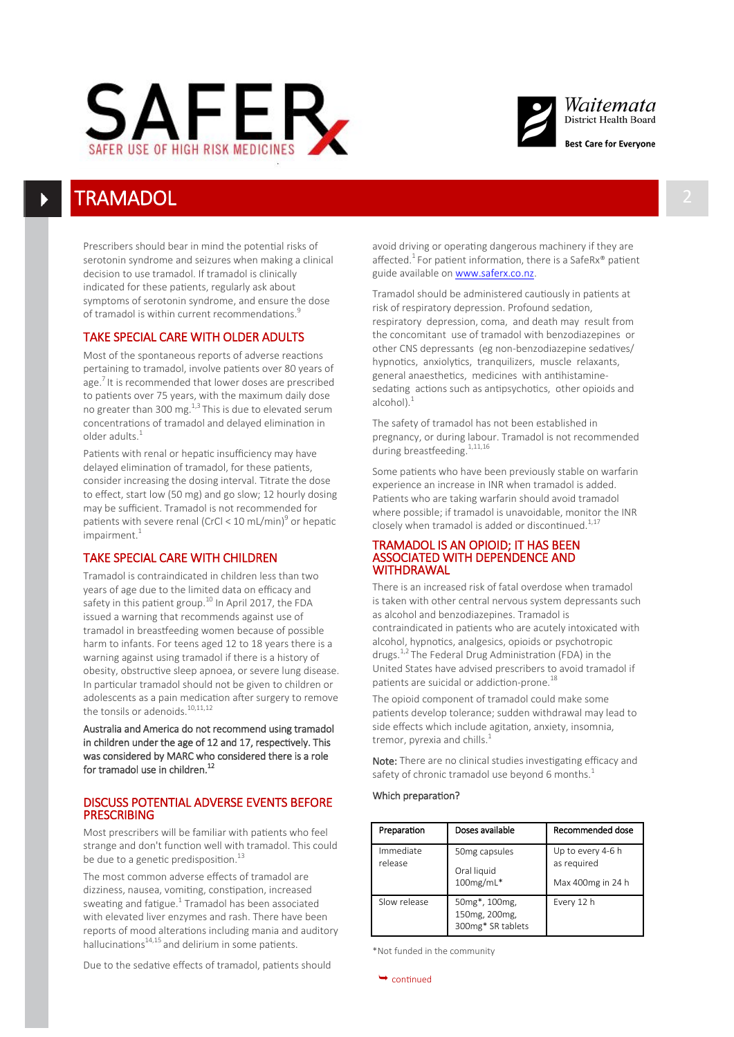# TRAMADOL

Prescribers should bear in mind the potential risks of serotonin syndrome and seizures when making a clinical decision to use tramadol. If tramadol is clinically indicated for these patients, regularly ask about symptoms of serotonin syndrome, and ensure the dose of tramadol is within current recommendations.[9]

## TAKE SPECIAL CARE WITH OLDER ADULTS

Most of the spontaneous reports of adverse reactions pertaining to tramadol, involve patients over 80 years of age.[7] It is recommended that lower doses are prescribed to patients over 75 years, with the maximum daily dose no greater than 300 mg.[1,3] This is due to elevated serum concentrations of tramadol and delayed elimination in older adults.[1]

Patients with renal or hepatic insufficiency may have delayed elimination of tramadol, for these patients, consider increasing the dosing interval. Titrate the dose to effect, start low (50 mg) and go slow; 12 hourly dosing may be sufficient. Tramadol is not recommended for patients with severe renal (CrCl < 10 mL/min)[9] or hepatic impairment.[1]

## TAKE SPECIAL CARE WITH CHILDREN

Tramadol is contraindicated in children less than two years of age due to the limited data on efficacy and safety in this patient group.[10] In April 2017, the FDA issued a warning that recommends against use of tramadol in breastfeeding women because of possible harm to infants. For teens aged 12 to 18 years there is a warning against using tramadol if there is a history of obesity, obstructive sleep apnoea, or severe lung disease. In particular tramadol should not be given to children or adolescents as a pain medication after surgery to remove the tonsils or adenoids.[10,11,12]

Australia and America do not recommend using tramadol in children under the age of 12 and 17, respectively. This was considered by MARC who considered there is a role for tramadol use in children.[12]

## DISCUSS POTENTIAL ADVERSE EVENTS BEFORE PRESCRIBING

Most prescribers will be familiar with patients who feel strange and don't function well with tramadol. This could be due to a genetic predisposition.[13]

The most common adverse effects of tramadol are dizziness, nausea, vomiting, constipation, increased sweating and fatigue.[1] Tramadol has been associated with elevated liver enzymes and rash. There have been reports of mood alterations including mania and auditory hallucinations[14,15] and delirium in some patients.

Due to the sedative effects of tramadol, patients should avoid driving or operating dangerous machinery if they are affected.[1] For patient information, there is a SafeRx® patient guide available on www.saferx.co.nz.

Tramadol should be administered cautiously in patients at risk of respiratory depression. Profound sedation, respiratory depression, coma, and death may result from the concomitant use of tramadol with benzodiazepines or other CNS depressants (eg non-benzodiazepine sedatives/ hypnotics, anxiolytics, tranquilizers, muscle relaxants, general anaesthetics, medicines with antihistamine-sedating actions such as antipsychotics, other opioids and alcohol).[1]

The safety of tramadol has not been established in pregnancy, or during labour. Tramadol is not recommended during breastfeeding.[1,11,16]

Some patients who have been previously stable on warfarin experience an increase in INR when tramadol is added. Patients who are taking warfarin should avoid tramadol where possible; if tramadol is unavoidable, monitor the INR closely when tramadol is added or discontinued.[1,17]

## TRAMADOL IS AN OPIOID; IT HAS BEEN ASSOCIATED WITH DEPENDENCE AND WITHDRAWAL

There is an increased risk of fatal overdose when tramadol is taken with other central nervous system depressants such as alcohol and benzodiazepines. Tramadol is contraindicated in patients who are acutely intoxicated with alcohol, hypnotics, analgesics, opioids or psychotropic drugs.[1,2] The Federal Drug Administration (FDA) in the United States have advised prescribers to avoid tramadol if patients are suicidal or addiction-prone.[18]

The opioid component of tramadol could make some patients develop tolerance; sudden withdrawal may lead to side effects which include agitation, anxiety, insomnia, tremor, pyrexia and chills.[1]

**Note:** There are no clinical studies investigating efficacy and safety of chronic tramadol use beyond 6 months.[1]

Which preparation?

| Preparation | Doses available | Recommended dose |
|---|---|---|
| Immediate release | 50mg capsules<br><br>Oral liquid 100mg/mL* | Up to every 4-6 h as required<br><br>Max 400mg in 24 h |
| Slow release | 50mg*, 100mg, 150mg, 200mg, 300mg* SR tablets | Every 12 h |

*Not funded in the community

continued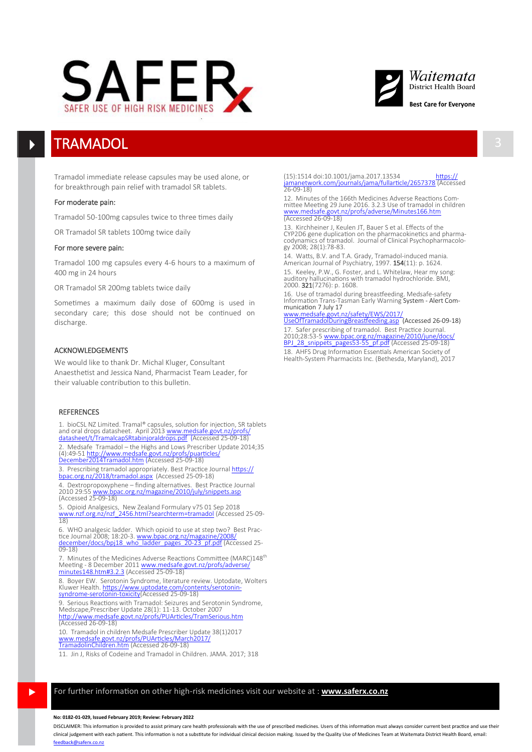# TRAMADOL

Tramadol immediate release capsules may be used alone, or for breakthrough pain relief with tramadol SR tablets.

**For moderate pain:**

Tramadol 50-100mg capsules twice to three times daily

OR Tramadol SR tablets 100mg twice daily

**For more severe pain:**

Tramadol 100 mg capsules every 4-6 hours to a maximum of 400 mg in 24 hours

OR Tramadol SR 200mg tablets twice daily

Sometimes a maximum daily dose of 600mg is used in secondary care; this dose should not be continued on discharge.

## ACKNOWLEDGEMENTS

We would like to thank Dr. Michal Kluger, Consultant Anaesthetist and Jessica Nand, Pharmacist Team Leader, for their valuable contribution to this bulletin.

## REFERENCES

1. bioCSL NZ Limited. Tramal® capsules, solution for injection, SR tablets and oral drops datasheet. April 2013 www.medsafe.govt.nz/profs/datasheet/t/TramalcapSRtabinjoraldrops.pdf (Accessed 25-09-18)
2. Medsafe Tramadol – the Highs and Lows Prescriber Update 2014;35 (4):49-51 http://www.medsafe.govt.nz/profs/puarticles/December2014Tramadol.htm (Accessed 25-09-18)
3. Prescribing tramadol appropriately. Best Practice Journal https://bpac.org.nz/2018/tramadol.aspx (Accessed 25-09-18)
4. Dextropropoxyphene – finding alternatives. Best Practice Journal 2010 29:55 www.bpac.org.nz/magazine/2010/july/snippets.asp (Accessed 25-09-18)
5. Opioid Analgesics, New Zealand Formulary v75 01 Sep 2018 www.nzf.org.nz/nzf_2456.html?searchterm=tramadol (Accessed 25-09-18)
6. WHO analgesic ladder. Which opioid to use at step two? Best Practice Journal 2008; 18:20-3. www.bpac.org.nz/magazine/2008/december/docs/bpj18_who_ladder_pages_20-23_pf.pdf (Accessed 25-09-18)
7. Minutes of the Medicines Adverse Reactions Committee (MARC)148th Meeting - 8 December 2011 www.medsafe.govt.nz/profs/adverse/minutes148.htm#3.2.3 (Accessed 25-09-18)
8. Boyer EW. Serotonin Syndrome, literature review. Uptodate, Wolters Kluwer Health. https://www.uptodate.com/contents/serotonin-syndrome-serotonin-toxicity(Accessed 25-09-18)
9. Serious Reactions with Tramadol: Seizures and Serotonin Syndrome, Medscape,Prescriber Update 28(1): 11-13. October 2007 http://www.medsafe.govt.nz/profs/PUArticles/TramSerious.htm (Accessed 26-09-18)
10. Tramadol in children Medsafe Prescriber Update 38(1)2017 www.medsafe.govt.nz/profs/PUArticles/March2017/TramadolinChildren.htm (Accessed 26-09-18)
11. Jin J, Risks of Codeine and Tramadol in Children. JAMA. 2017; 318 (15):1514 doi:10.1001/jama.2017.13534 https://jamanetwork.com/journals/jama/fullarticle/2657378 (Accessed 26-09-18)
12. Minutes of the 166th Medicines Adverse Reactions Committee Meeting 29 June 2016. 3.2.3 Use of tramadol in children www.medsafe.govt.nz/profs/adverse/Minutes166.htm (Accessed 26-09-18)
13. Kirchheiner J, Keulen JT, Bauer S et al. Effects of the CYP2D6 gene duplication on the pharmacokinetics and pharmacodynamics of tramadol. Journal of Clinical Psychopharmacology 2008; 28(1):78-83.
14. Watts, B.V. and T.A. Grady, Tramadol-induced mania. American Journal of Psychiatry, 1997. **154**(11): p. 1624.
15. Keeley, P.W., G. Foster, and L. Whitelaw, Hear my song: auditory hallucinations with tramadol hydrochloride. BMJ, 2000. **321**(7276): p. 1608.
16. Use of tramadol during breastfeeding. Medsafe-safety Information Trans-Tasman Early Warning System - Alert Communication 7 July 17 www.medsafe.govt.nz/safety/EWS/2017/UseOfTramadolDuringBreastfeeding.asp (Accessed 26-09-18)
17. Safer prescribing of tramadol. Best Practice Journal. 2010;28:53-5 www.bpac.org.nz/magazine/2010/june/docs/BPJ_28_snippets_pages53-55_pf.pdf (Accessed 25-09-18)
18. AHFS Drug Information Essentials American Society of Health-System Pharmacists Inc. (Bethesda, Maryland), 2017

For further information on other high-risk medicines visit our website at : **www.saferx.co.nz**

**No: 0182-01-029, Issued February 2019; Review: February 2022**

DISCLAIMER: This information is provided to assist primary care health professionals with the use of prescribed medicines. Users of this information must always consider current best practice and use their clinical judgement with each patient. This information is not a substitute for individual clinical decision making. Issued by the Quality Use of Medicines Team at Waitemata District Health Board, email: feedback@saferx.co.nz